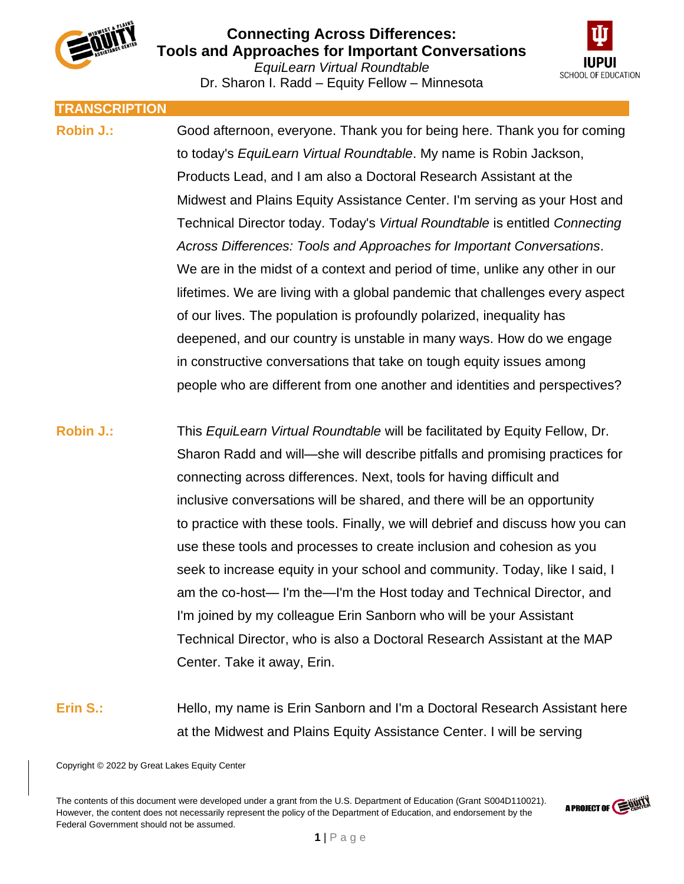# Connecting Across Differences: Tools and Approaches for Important Conversations

*EquiLearn Virtual Roundtable*

Dr. Sharon I. Radd – Equity Fellow – Minnesota

## TRANSCRIPTION

**Robin J.:** Good afternoon, everyone. Thank you for being here. Thank you for coming to today's *EquiLearn Virtual Roundtable*. My name is Robin Jackson, Products Lead, and I am also a Doctoral Research Assistant at the Midwest and Plains Equity Assistance Center. I'm serving as your Host and Technical Director today. Today's *Virtual Roundtable* is entitled *Connecting Across Differences: Tools and Approaches for Important Conversations*. We are in the midst of a context and period of time, unlike any other in our lifetimes. We are living with a global pandemic that challenges every aspect of our lives. The population is profoundly polarized, inequality has deepened, and our country is unstable in many ways. How do we engage in constructive conversations that take on tough equity issues among people who are different from one another and identities and perspectives?

**Robin J.:** This *EquiLearn Virtual Roundtable* will be facilitated by Equity Fellow, Dr. Sharon Radd and will—she will describe pitfalls and promising practices for connecting across differences. Next, tools for having difficult and inclusive conversations will be shared, and there will be an opportunity to practice with these tools. Finally, we will debrief and discuss how you can use these tools and processes to create inclusion and cohesion as you seek to increase equity in your school and community. Today, like I said, I am the co-host— I'm the—I'm the Host today and Technical Director, and I'm joined by my colleague Erin Sanborn who will be your Assistant Technical Director, who is also a Doctoral Research Assistant at the MAP Center. Take it away, Erin.

**Erin S.:** Hello, my name is Erin Sanborn and I'm a Doctoral Research Assistant here at the Midwest and Plains Equity Assistance Center. I will be serving

Copyright © 2022 by Great Lakes Equity Center

The contents of this document were developed under a grant from the U.S. Department of Education (Grant S004D110021). However, the content does not necessarily represent the policy of the Department of Education, and endorsement by the Federal Government should not be assumed.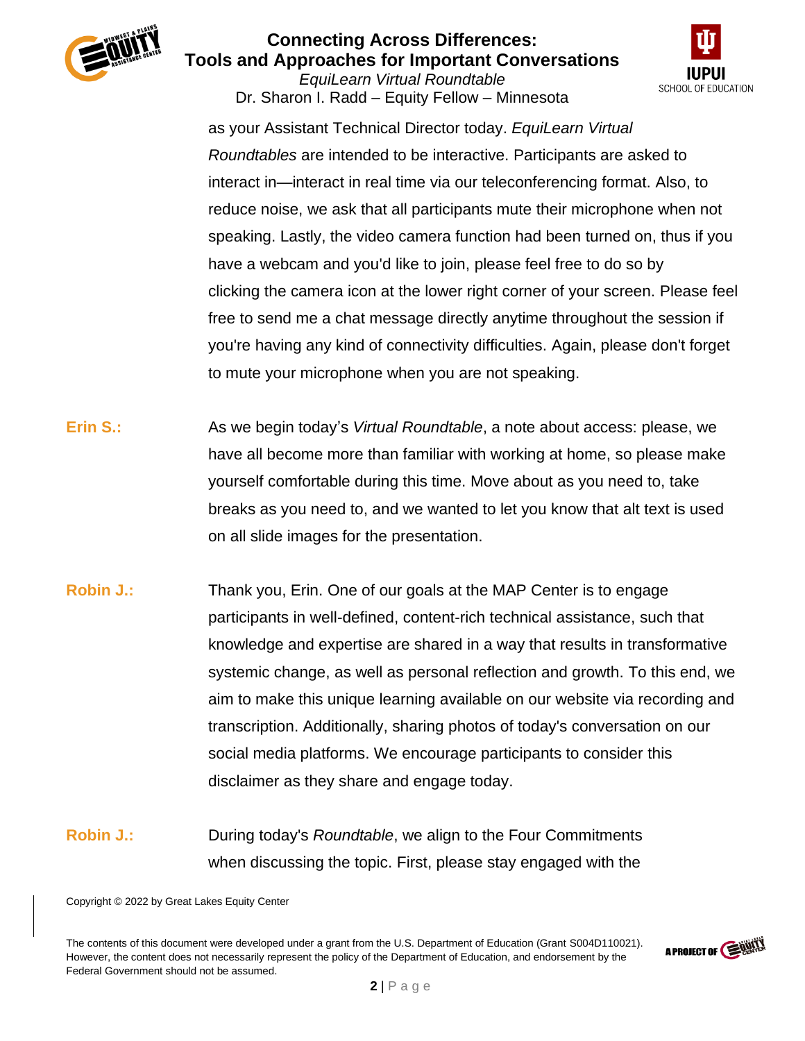as your Assistant Technical Director today. *EquiLearn Virtual Roundtables* are intended to be interactive. Participants are asked to interact in—interact in real time via our teleconferencing format. Also, to reduce noise, we ask that all participants mute their microphone when not speaking. Lastly, the video camera function had been turned on, thus if you have a webcam and you'd like to join, please feel free to do so by clicking the camera icon at the lower right corner of your screen. Please feel free to send me a chat message directly anytime throughout the session if you're having any kind of connectivity difficulties. Again, please don't forget to mute your microphone when you are not speaking.

**Erin S.:** As we begin today's *Virtual Roundtable*, a note about access: please, we have all become more than familiar with working at home, so please make yourself comfortable during this time. Move about as you need to, take breaks as you need to, and we wanted to let you know that alt text is used on all slide images for the presentation.

**Robin J.:** Thank you, Erin. One of our goals at the MAP Center is to engage participants in well-defined, content-rich technical assistance, such that knowledge and expertise are shared in a way that results in transformative systemic change, as well as personal reflection and growth. To this end, we aim to make this unique learning available on our website via recording and transcription. Additionally, sharing photos of today's conversation on our social media platforms. We encourage participants to consider this disclaimer as they share and engage today.

**Robin J.:** During today's *Roundtable*, we align to the Four Commitments when discussing the topic. First, please stay engaged with the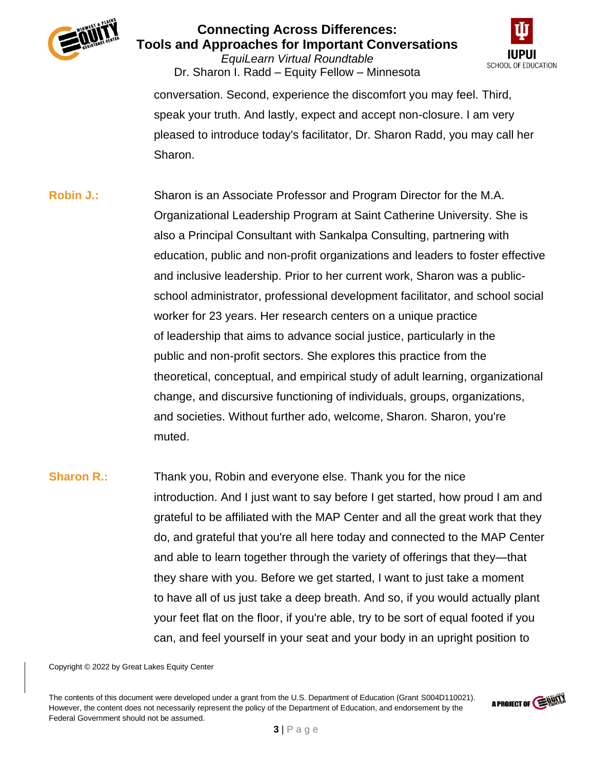conversation. Second, experience the discomfort you may feel. Third, speak your truth. And lastly, expect and accept non-closure. I am very pleased to introduce today's facilitator, Dr. Sharon Radd, you may call her Sharon.

**Robin J.:** Sharon is an Associate Professor and Program Director for the M.A. Organizational Leadership Program at Saint Catherine University. She is also a Principal Consultant with Sankalpa Consulting, partnering with education, public and non-profit organizations and leaders to foster effective and inclusive leadership. Prior to her current work, Sharon was a public-school administrator, professional development facilitator, and school social worker for 23 years. Her research centers on a unique practice of leadership that aims to advance social justice, particularly in the public and non-profit sectors. She explores this practice from the theoretical, conceptual, and empirical study of adult learning, organizational change, and discursive functioning of individuals, groups, organizations, and societies. Without further ado, welcome, Sharon. Sharon, you're muted.

**Sharon R.:** Thank you, Robin and everyone else. Thank you for the nice introduction. And I just want to say before I get started, how proud I am and grateful to be affiliated with the MAP Center and all the great work that they do, and grateful that you're all here today and connected to the MAP Center and able to learn together through the variety of offerings that they—that they share with you. Before we get started, I want to just take a moment to have all of us just take a deep breath. And so, if you would actually plant your feet flat on the floor, if you're able, try to be sort of equal footed if you can, and feel yourself in your seat and your body in an upright position to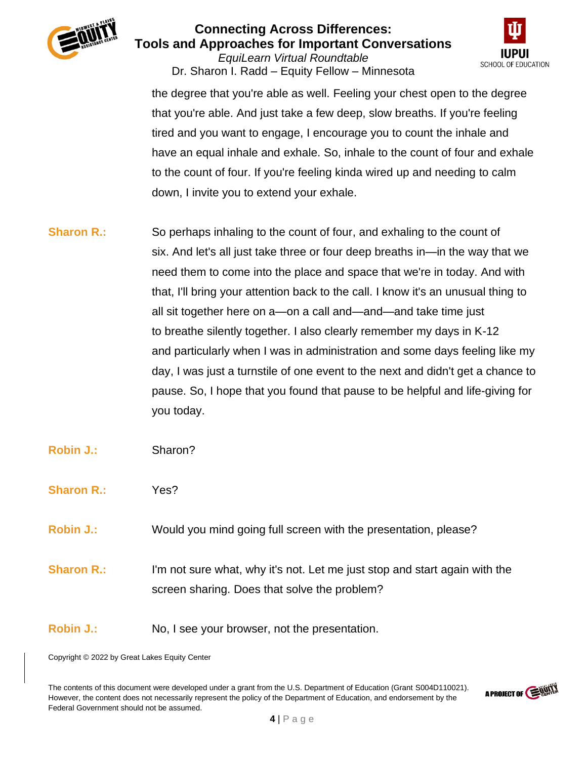the degree that you're able as well. Feeling your chest open to the degree that you're able. And just take a few deep, slow breaths. If you're feeling tired and you want to engage, I encourage you to count the inhale and have an equal inhale and exhale. So, inhale to the count of four and exhale to the count of four. If you're feeling kinda wired up and needing to calm down, I invite you to extend your exhale.

**Sharon R.:** So perhaps inhaling to the count of four, and exhaling to the count of six. And let's all just take three or four deep breaths in—in the way that we need them to come into the place and space that we're in today. And with that, I'll bring your attention back to the call. I know it's an unusual thing to all sit together here on a—on a call and—and—and take time just to breathe silently together. I also clearly remember my days in K-12 and particularly when I was in administration and some days feeling like my day, I was just a turnstile of one event to the next and didn't get a chance to pause. So, I hope that you found that pause to be helpful and life-giving for you today.

**Robin J.:** Sharon?

**Sharon R.:** Yes?

**Robin J.:** Would you mind going full screen with the presentation, please?

**Sharon R.:** I'm not sure what, why it's not. Let me just stop and start again with the screen sharing. Does that solve the problem?

**Robin J.:** No, I see your browser, not the presentation.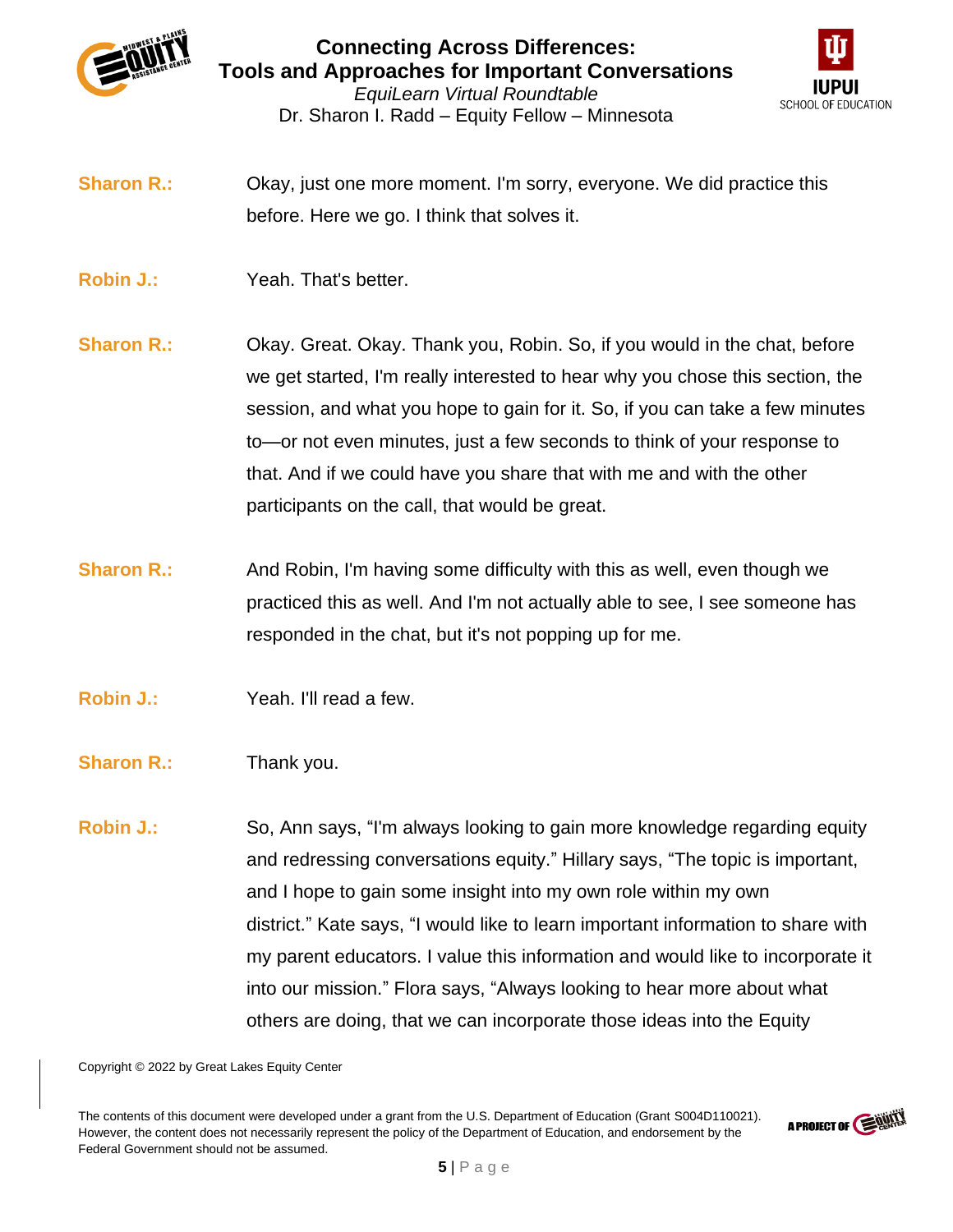**Sharon R.:** Okay, just one more moment. I'm sorry, everyone. We did practice this before. Here we go. I think that solves it.

**Robin J.:** Yeah. That's better.

**Sharon R.:** Okay. Great. Okay. Thank you, Robin. So, if you would in the chat, before we get started, I'm really interested to hear why you chose this section, the session, and what you hope to gain for it. So, if you can take a few minutes to—or not even minutes, just a few seconds to think of your response to that. And if we could have you share that with me and with the other participants on the call, that would be great.

**Sharon R.:** And Robin, I'm having some difficulty with this as well, even though we practiced this as well. And I'm not actually able to see, I see someone has responded in the chat, but it's not popping up for me.

**Robin J.:** Yeah. I'll read a few.

**Sharon R.:** Thank you.

**Robin J.:** So, Ann says, "I'm always looking to gain more knowledge regarding equity and redressing conversations equity." Hillary says, "The topic is important, and I hope to gain some insight into my own role within my own district." Kate says, "I would like to learn important information to share with my parent educators. I value this information and would like to incorporate it into our mission." Flora says, "Always looking to hear more about what others are doing, that we can incorporate those ideas into the Equity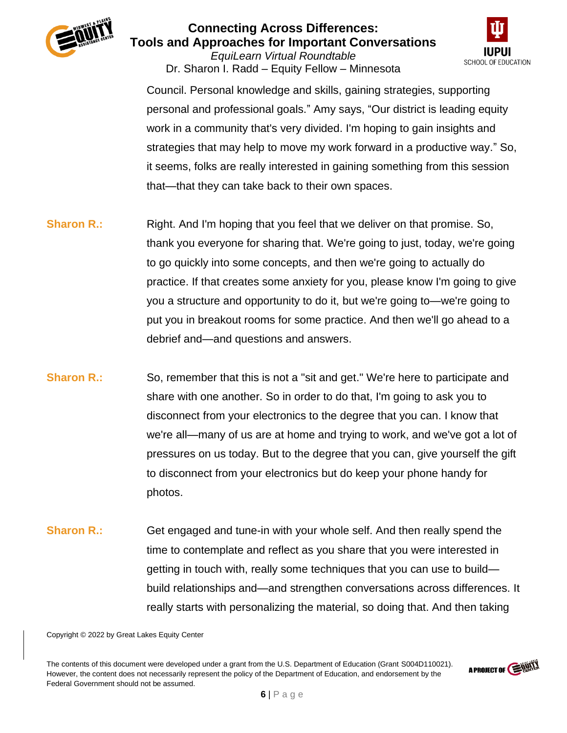Council. Personal knowledge and skills, gaining strategies, supporting personal and professional goals." Amy says, "Our district is leading equity work in a community that's very divided. I'm hoping to gain insights and strategies that may help to move my work forward in a productive way." So, it seems, folks are really interested in gaining something from this session that—that they can take back to their own spaces.

**Sharon R.:** Right. And I'm hoping that you feel that we deliver on that promise. So, thank you everyone for sharing that. We're going to just, today, we're going to go quickly into some concepts, and then we're going to actually do practice. If that creates some anxiety for you, please know I'm going to give you a structure and opportunity to do it, but we're going to—we're going to put you in breakout rooms for some practice. And then we'll go ahead to a debrief and—and questions and answers.

**Sharon R.:** So, remember that this is not a "sit and get." We're here to participate and share with one another. So in order to do that, I'm going to ask you to disconnect from your electronics to the degree that you can. I know that we're all—many of us are at home and trying to work, and we've got a lot of pressures on us today. But to the degree that you can, give yourself the gift to disconnect from your electronics but do keep your phone handy for photos.

**Sharon R.:** Get engaged and tune-in with your whole self. And then really spend the time to contemplate and reflect as you share that you were interested in getting in touch with, really some techniques that you can use to build—build relationships and—and strengthen conversations across differences. It really starts with personalizing the material, so doing that. And then taking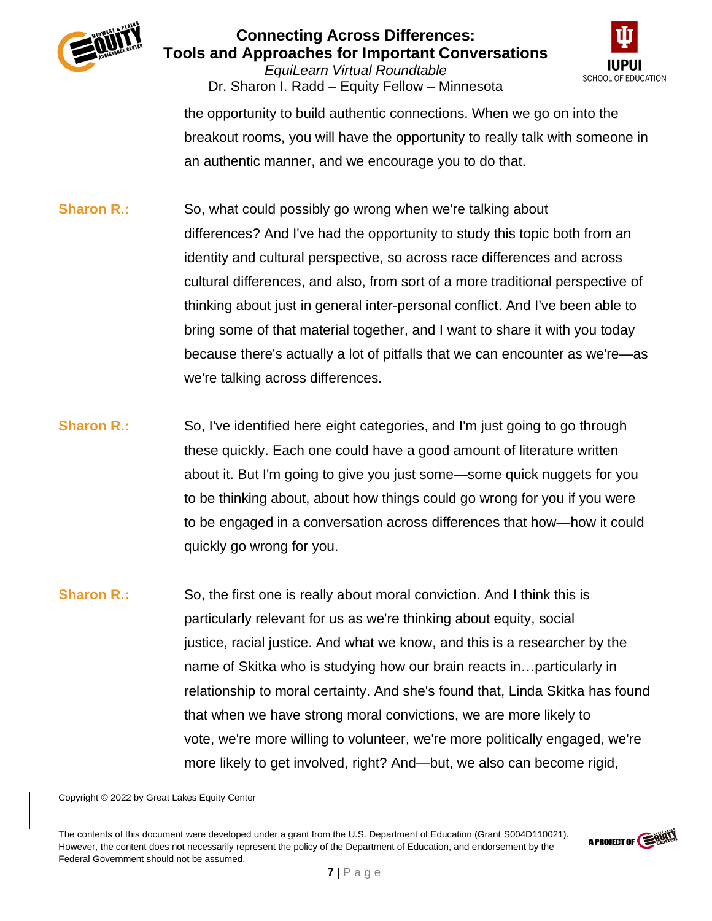the opportunity to build authentic connections. When we go on into the breakout rooms, you will have the opportunity to really talk with someone in an authentic manner, and we encourage you to do that.

**Sharon R.:** So, what could possibly go wrong when we're talking about differences? And I've had the opportunity to study this topic both from an identity and cultural perspective, so across race differences and across cultural differences, and also, from sort of a more traditional perspective of thinking about just in general inter-personal conflict. And I've been able to bring some of that material together, and I want to share it with you today because there's actually a lot of pitfalls that we can encounter as we're—as we're talking across differences.

**Sharon R.:** So, I've identified here eight categories, and I'm just going to go through these quickly. Each one could have a good amount of literature written about it. But I'm going to give you just some—some quick nuggets for you to be thinking about, about how things could go wrong for you if you were to be engaged in a conversation across differences that how—how it could quickly go wrong for you.

**Sharon R.:** So, the first one is really about moral conviction. And I think this is particularly relevant for us as we're thinking about equity, social justice, racial justice. And what we know, and this is a researcher by the name of Skitka who is studying how our brain reacts in…particularly in relationship to moral certainty. And she's found that, Linda Skitka has found that when we have strong moral convictions, we are more likely to vote, we're more willing to volunteer, we're more politically engaged, we're more likely to get involved, right? And—but, we also can become rigid,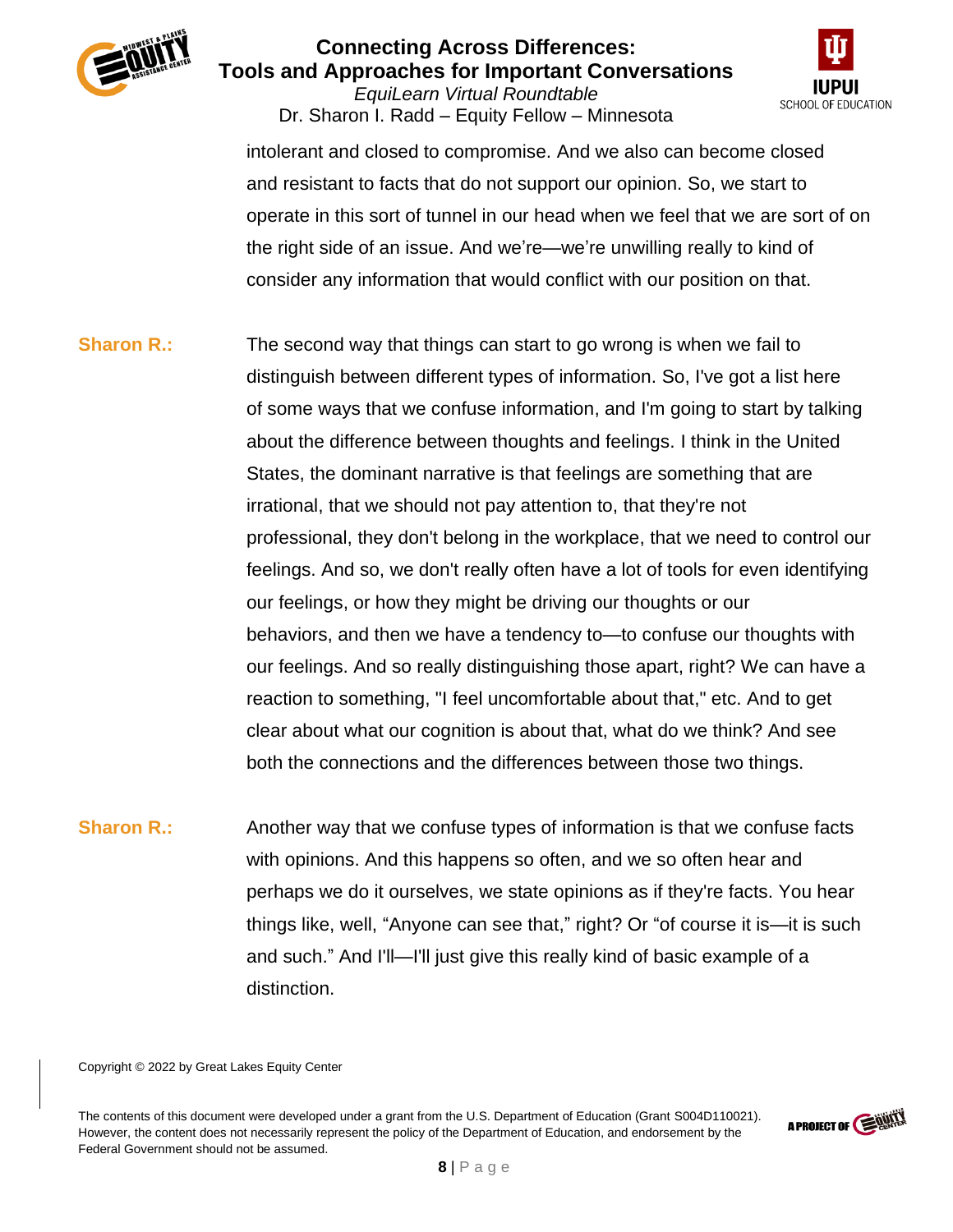intolerant and closed to compromise. And we also can become closed and resistant to facts that do not support our opinion. So, we start to operate in this sort of tunnel in our head when we feel that we are sort of on the right side of an issue. And we're—we're unwilling really to kind of consider any information that would conflict with our position on that.

**Sharon R.:** The second way that things can start to go wrong is when we fail to distinguish between different types of information. So, I've got a list here of some ways that we confuse information, and I'm going to start by talking about the difference between thoughts and feelings. I think in the United States, the dominant narrative is that feelings are something that are irrational, that we should not pay attention to, that they're not professional, they don't belong in the workplace, that we need to control our feelings. And so, we don't really often have a lot of tools for even identifying our feelings, or how they might be driving our thoughts or our behaviors, and then we have a tendency to—to confuse our thoughts with our feelings. And so really distinguishing those apart, right? We can have a reaction to something, "I feel uncomfortable about that," etc. And to get clear about what our cognition is about that, what do we think? And see both the connections and the differences between those two things.

**Sharon R.:** Another way that we confuse types of information is that we confuse facts with opinions. And this happens so often, and we so often hear and perhaps we do it ourselves, we state opinions as if they're facts. You hear things like, well, "Anyone can see that," right? Or "of course it is—it is such and such." And I'll—I'll just give this really kind of basic example of a distinction.

Copyright © 2022 by Great Lakes Equity Center

The contents of this document were developed under a grant from the U.S. Department of Education (Grant S004D110021). However, the content does not necessarily represent the policy of the Department of Education, and endorsement by the Federal Government should not be assumed.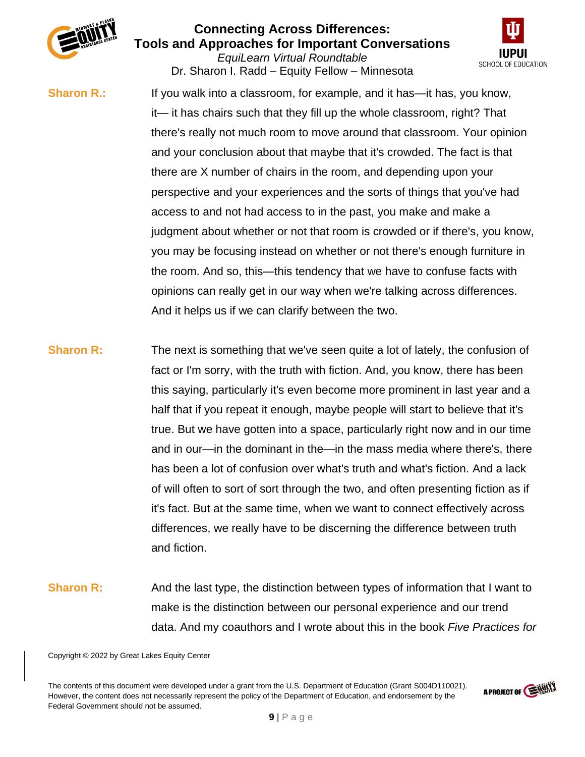**Sharon R.:** If you walk into a classroom, for example, and it has—it has, you know, it— it has chairs such that they fill up the whole classroom, right? That there's really not much room to move around that classroom. Your opinion and your conclusion about that maybe that it's crowded. The fact is that there are X number of chairs in the room, and depending upon your perspective and your experiences and the sorts of things that you've had access to and not had access to in the past, you make and make a judgment about whether or not that room is crowded or if there's, you know, you may be focusing instead on whether or not there's enough furniture in the room. And so, this—this tendency that we have to confuse facts with opinions can really get in our way when we're talking across differences. And it helps us if we can clarify between the two.

**Sharon R:** The next is something that we've seen quite a lot of lately, the confusion of fact or I'm sorry, with the truth with fiction. And, you know, there has been this saying, particularly it's even become more prominent in last year and a half that if you repeat it enough, maybe people will start to believe that it's true. But we have gotten into a space, particularly right now and in our time and in our—in the dominant in the—in the mass media where there's, there has been a lot of confusion over what's truth and what's fiction. And a lack of will often to sort of sort through the two, and often presenting fiction as if it's fact. But at the same time, when we want to connect effectively across differences, we really have to be discerning the difference between truth and fiction.

**Sharon R:** And the last type, the distinction between types of information that I want to make is the distinction between our personal experience and our trend data. And my coauthors and I wrote about this in the book *Five Practices for*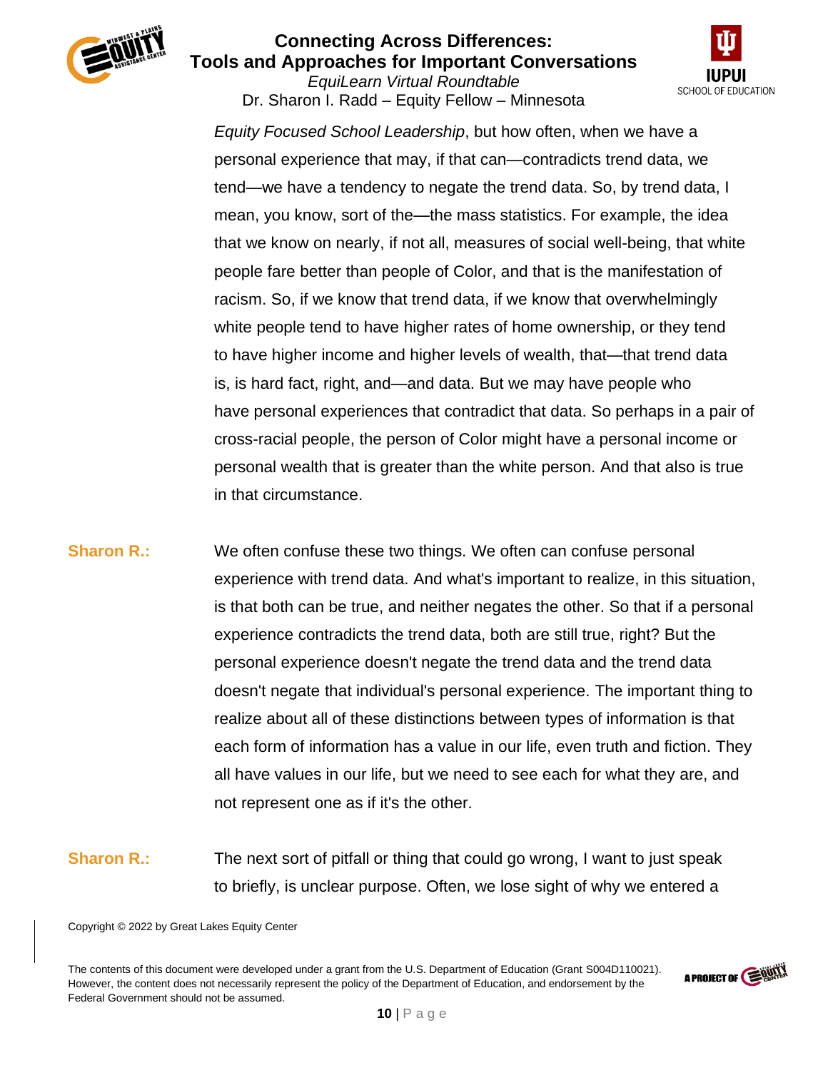*Equity Focused School Leadership*, but how often, when we have a personal experience that may, if that can—contradicts trend data, we tend—we have a tendency to negate the trend data. So, by trend data, I mean, you know, sort of the—the mass statistics. For example, the idea that we know on nearly, if not all, measures of social well-being, that white people fare better than people of Color, and that is the manifestation of racism. So, if we know that trend data, if we know that overwhelmingly white people tend to have higher rates of home ownership, or they tend to have higher income and higher levels of wealth, that—that trend data is, is hard fact, right, and—and data. But we may have people who have personal experiences that contradict that data. So perhaps in a pair of cross-racial people, the person of Color might have a personal income or personal wealth that is greater than the white person. And that also is true in that circumstance.

**Sharon R.:** We often confuse these two things. We often can confuse personal experience with trend data. And what's important to realize, in this situation, is that both can be true, and neither negates the other. So that if a personal experience contradicts the trend data, both are still true, right? But the personal experience doesn't negate the trend data and the trend data doesn't negate that individual's personal experience. The important thing to realize about all of these distinctions between types of information is that each form of information has a value in our life, even truth and fiction. They all have values in our life, but we need to see each for what they are, and not represent one as if it's the other.

**Sharon R.:** The next sort of pitfall or thing that could go wrong, I want to just speak to briefly, is unclear purpose. Often, we lose sight of why we entered a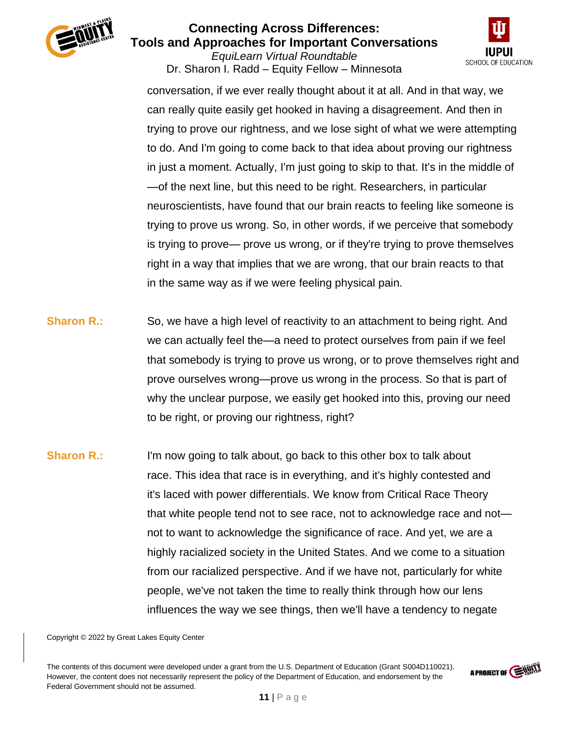conversation, if we ever really thought about it at all. And in that way, we can really quite easily get hooked in having a disagreement. And then in trying to prove our rightness, and we lose sight of what we were attempting to do. And I'm going to come back to that idea about proving our rightness in just a moment. Actually, I'm just going to skip to that. It's in the middle of —of the next line, but this need to be right. Researchers, in particular neuroscientists, have found that our brain reacts to feeling like someone is trying to prove us wrong. So, in other words, if we perceive that somebody is trying to prove— prove us wrong, or if they're trying to prove themselves right in a way that implies that we are wrong, that our brain reacts to that in the same way as if we were feeling physical pain.

**Sharon R.:** So, we have a high level of reactivity to an attachment to being right. And we can actually feel the—a need to protect ourselves from pain if we feel that somebody is trying to prove us wrong, or to prove themselves right and prove ourselves wrong—prove us wrong in the process. So that is part of why the unclear purpose, we easily get hooked into this, proving our need to be right, or proving our rightness, right?

**Sharon R.:** I'm now going to talk about, go back to this other box to talk about race. This idea that race is in everything, and it's highly contested and it's laced with power differentials. We know from Critical Race Theory that white people tend not to see race, not to acknowledge race and not— not to want to acknowledge the significance of race. And yet, we are a highly racialized society in the United States. And we come to a situation from our racialized perspective. And if we have not, particularly for white people, we've not taken the time to really think through how our lens influences the way we see things, then we'll have a tendency to negate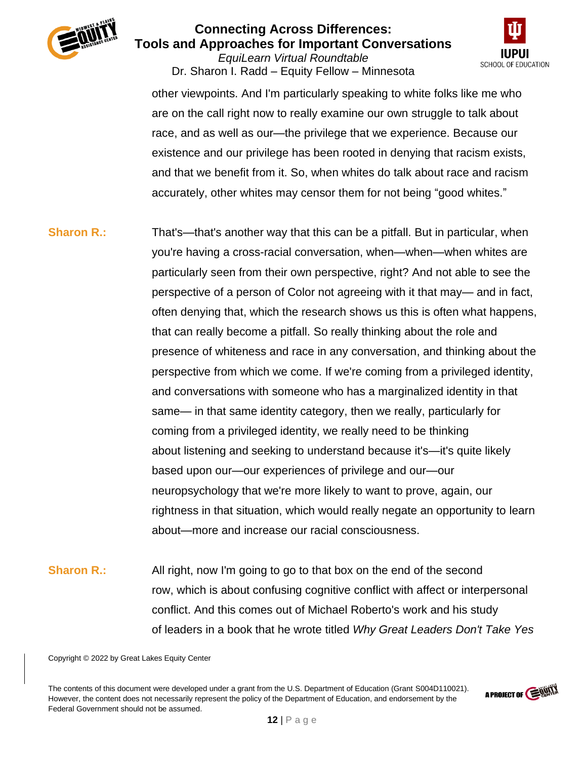other viewpoints. And I'm particularly speaking to white folks like me who are on the call right now to really examine our own struggle to talk about race, and as well as our—the privilege that we experience. Because our existence and our privilege has been rooted in denying that racism exists, and that we benefit from it. So, when whites do talk about race and racism accurately, other whites may censor them for not being "good whites."

**Sharon R.:** That's—that's another way that this can be a pitfall. But in particular, when you're having a cross-racial conversation, when—when—when whites are particularly seen from their own perspective, right? And not able to see the perspective of a person of Color not agreeing with it that may— and in fact, often denying that, which the research shows us this is often what happens, that can really become a pitfall. So really thinking about the role and presence of whiteness and race in any conversation, and thinking about the perspective from which we come. If we're coming from a privileged identity, and conversations with someone who has a marginalized identity in that same— in that same identity category, then we really, particularly for coming from a privileged identity, we really need to be thinking about listening and seeking to understand because it's—it's quite likely based upon our—our experiences of privilege and our—our neuropsychology that we're more likely to want to prove, again, our rightness in that situation, which would really negate an opportunity to learn about—more and increase our racial consciousness.

**Sharon R.:** All right, now I'm going to go to that box on the end of the second row, which is about confusing cognitive conflict with affect or interpersonal conflict. And this comes out of Michael Roberto's work and his study of leaders in a book that he wrote titled *Why Great Leaders Don't Take Yes*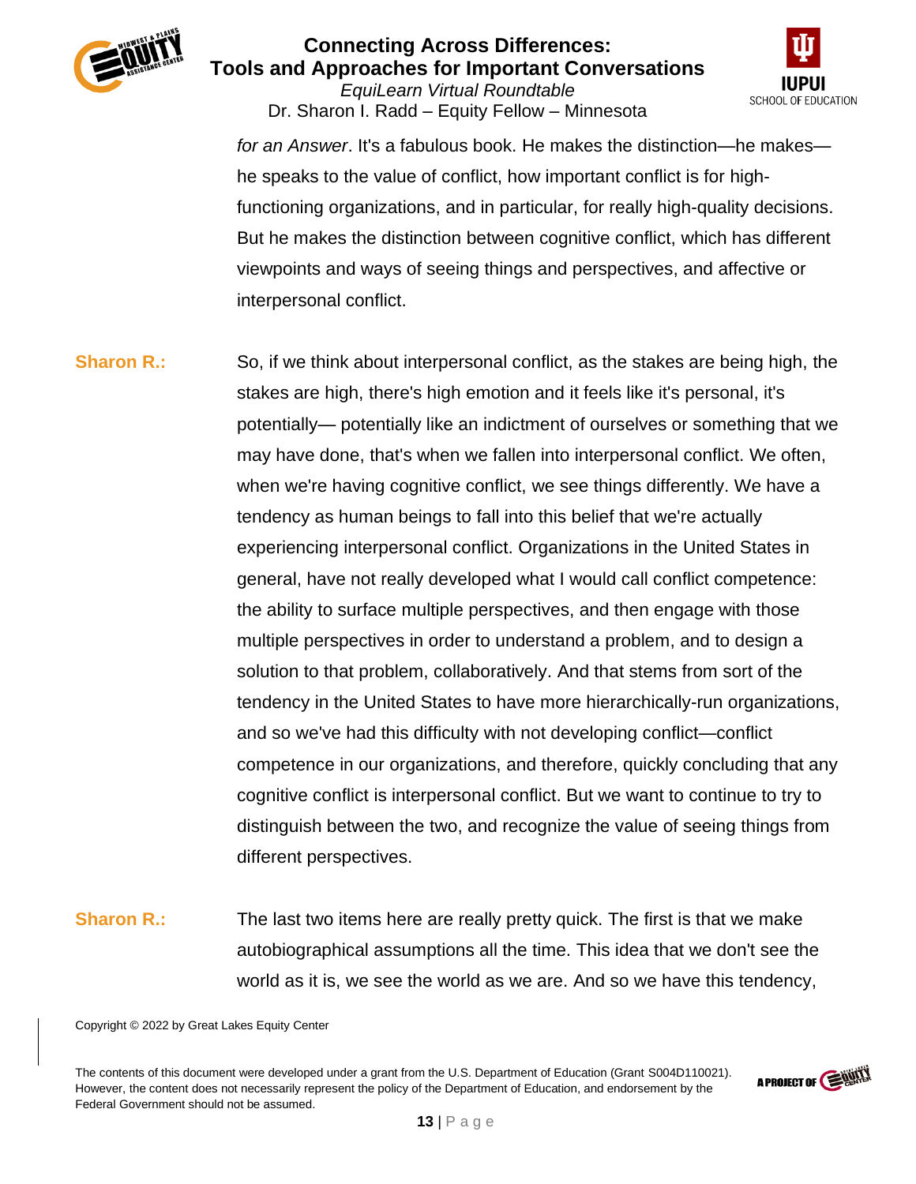*for an Answer*. It's a fabulous book. He makes the distinction—he makes—he speaks to the value of conflict, how important conflict is for high-functioning organizations, and in particular, for really high-quality decisions. But he makes the distinction between cognitive conflict, which has different viewpoints and ways of seeing things and perspectives, and affective or interpersonal conflict.

**Sharon R.:** So, if we think about interpersonal conflict, as the stakes are being high, the stakes are high, there's high emotion and it feels like it's personal, it's potentially— potentially like an indictment of ourselves or something that we may have done, that's when we fallen into interpersonal conflict. We often, when we're having cognitive conflict, we see things differently. We have a tendency as human beings to fall into this belief that we're actually experiencing interpersonal conflict. Organizations in the United States in general, have not really developed what I would call conflict competence: the ability to surface multiple perspectives, and then engage with those multiple perspectives in order to understand a problem, and to design a solution to that problem, collaboratively. And that stems from sort of the tendency in the United States to have more hierarchically-run organizations, and so we've had this difficulty with not developing conflict—conflict competence in our organizations, and therefore, quickly concluding that any cognitive conflict is interpersonal conflict. But we want to continue to try to distinguish between the two, and recognize the value of seeing things from different perspectives.

**Sharon R.:** The last two items here are really pretty quick. The first is that we make autobiographical assumptions all the time. This idea that we don't see the world as it is, we see the world as we are. And so we have this tendency,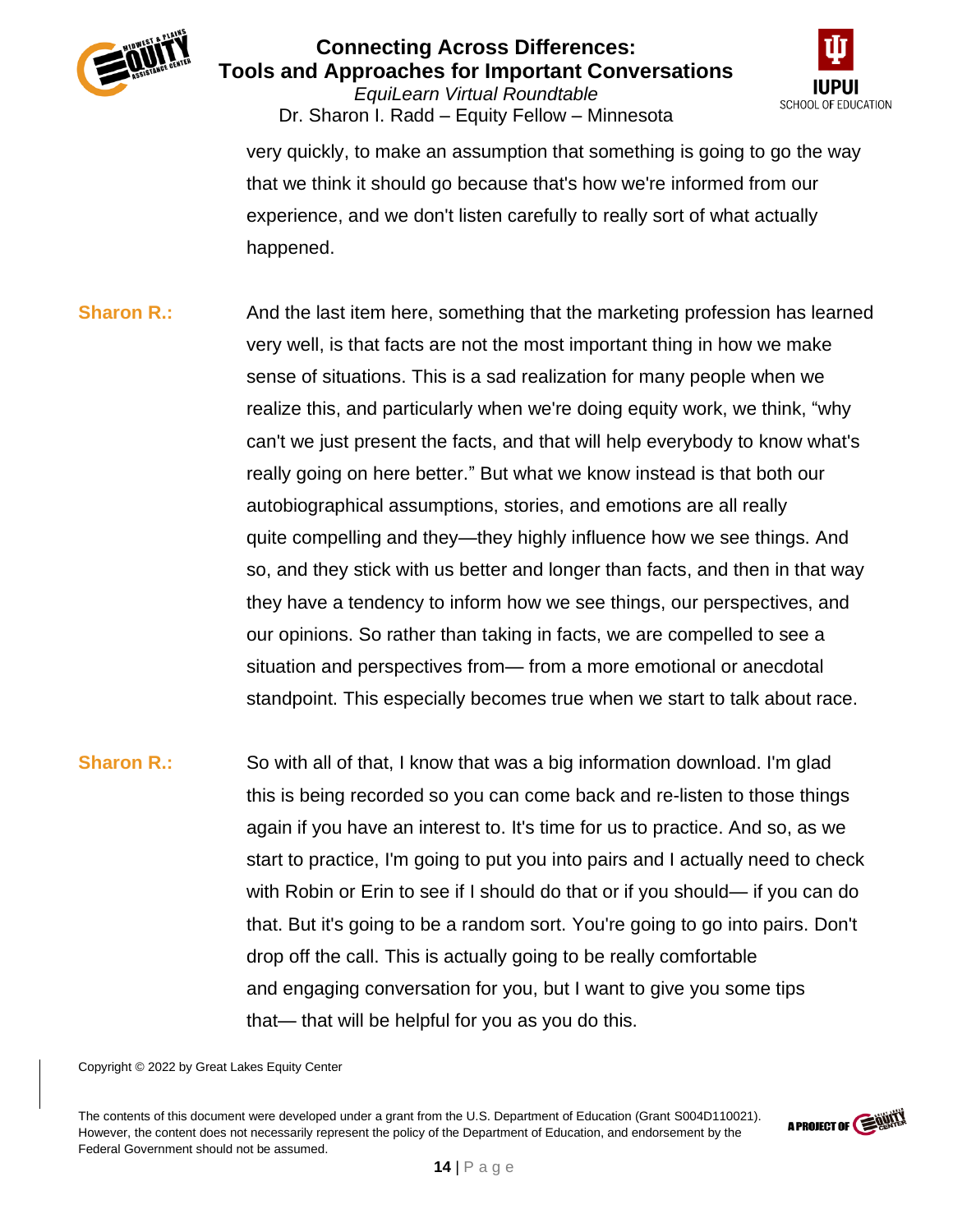very quickly, to make an assumption that something is going to go the way that we think it should go because that's how we're informed from our experience, and we don't listen carefully to really sort of what actually happened.

**Sharon R.:** And the last item here, something that the marketing profession has learned very well, is that facts are not the most important thing in how we make sense of situations. This is a sad realization for many people when we realize this, and particularly when we're doing equity work, we think, "why can't we just present the facts, and that will help everybody to know what's really going on here better." But what we know instead is that both our autobiographical assumptions, stories, and emotions are all really quite compelling and they—they highly influence how we see things. And so, and they stick with us better and longer than facts, and then in that way they have a tendency to inform how we see things, our perspectives, and our opinions. So rather than taking in facts, we are compelled to see a situation and perspectives from— from a more emotional or anecdotal standpoint. This especially becomes true when we start to talk about race.

**Sharon R.:** So with all of that, I know that was a big information download. I'm glad this is being recorded so you can come back and re-listen to those things again if you have an interest to. It's time for us to practice. And so, as we start to practice, I'm going to put you into pairs and I actually need to check with Robin or Erin to see if I should do that or if you should— if you can do that. But it's going to be a random sort. You're going to go into pairs. Don't drop off the call. This is actually going to be really comfortable and engaging conversation for you, but I want to give you some tips that— that will be helpful for you as you do this.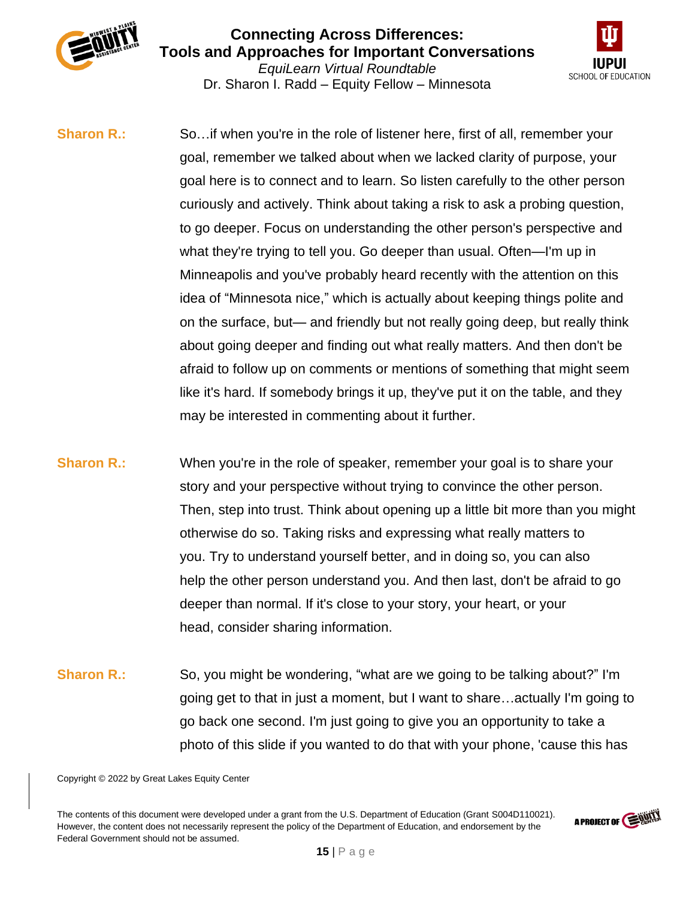**Sharon R.:** So…if when you're in the role of listener here, first of all, remember your goal, remember we talked about when we lacked clarity of purpose, your goal here is to connect and to learn. So listen carefully to the other person curiously and actively. Think about taking a risk to ask a probing question, to go deeper. Focus on understanding the other person's perspective and what they're trying to tell you. Go deeper than usual. Often—I'm up in Minneapolis and you've probably heard recently with the attention on this idea of "Minnesota nice," which is actually about keeping things polite and on the surface, but— and friendly but not really going deep, but really think about going deeper and finding out what really matters. And then don't be afraid to follow up on comments or mentions of something that might seem like it's hard. If somebody brings it up, they've put it on the table, and they may be interested in commenting about it further.

**Sharon R.:** When you're in the role of speaker, remember your goal is to share your story and your perspective without trying to convince the other person. Then, step into trust. Think about opening up a little bit more than you might otherwise do so. Taking risks and expressing what really matters to you. Try to understand yourself better, and in doing so, you can also help the other person understand you. And then last, don't be afraid to go deeper than normal. If it's close to your story, your heart, or your head, consider sharing information.

**Sharon R.:** So, you might be wondering, "what are we going to be talking about?" I'm going get to that in just a moment, but I want to share…actually I'm going to go back one second. I'm just going to give you an opportunity to take a photo of this slide if you wanted to do that with your phone, 'cause this has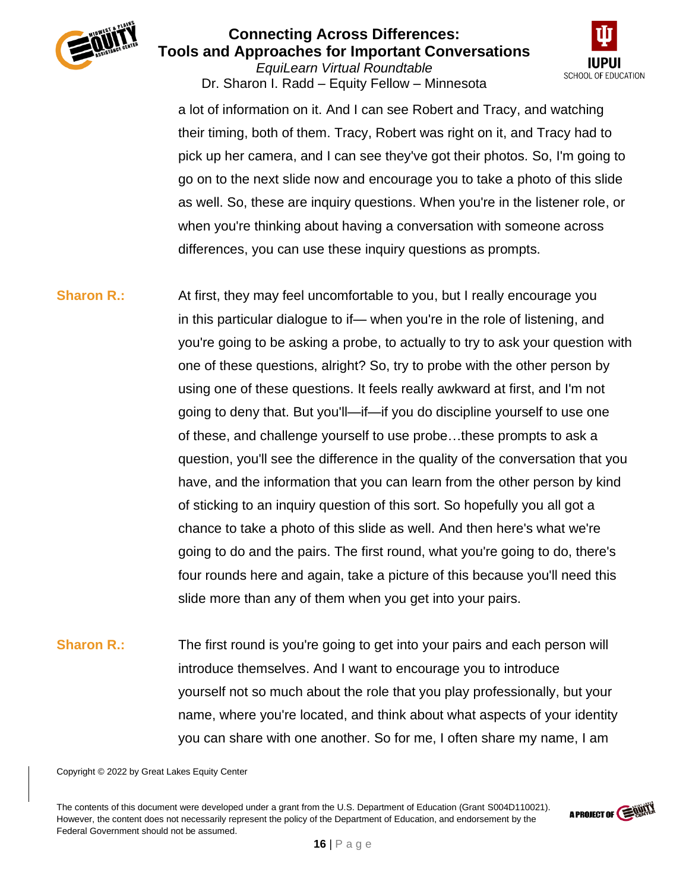a lot of information on it. And I can see Robert and Tracy, and watching their timing, both of them. Tracy, Robert was right on it, and Tracy had to pick up her camera, and I can see they've got their photos. So, I'm going to go on to the next slide now and encourage you to take a photo of this slide as well. So, these are inquiry questions. When you're in the listener role, or when you're thinking about having a conversation with someone across differences, you can use these inquiry questions as prompts.

**Sharon R.:** At first, they may feel uncomfortable to you, but I really encourage you in this particular dialogue to if— when you're in the role of listening, and you're going to be asking a probe, to actually to try to ask your question with one of these questions, alright? So, try to probe with the other person by using one of these questions. It feels really awkward at first, and I'm not going to deny that. But you'll—if—if you do discipline yourself to use one of these, and challenge yourself to use probe…these prompts to ask a question, you'll see the difference in the quality of the conversation that you have, and the information that you can learn from the other person by kind of sticking to an inquiry question of this sort. So hopefully you all got a chance to take a photo of this slide as well. And then here's what we're going to do and the pairs. The first round, what you're going to do, there's four rounds here and again, take a picture of this because you'll need this slide more than any of them when you get into your pairs.

**Sharon R.:** The first round is you're going to get into your pairs and each person will introduce themselves. And I want to encourage you to introduce yourself not so much about the role that you play professionally, but your name, where you're located, and think about what aspects of your identity you can share with one another. So for me, I often share my name, I am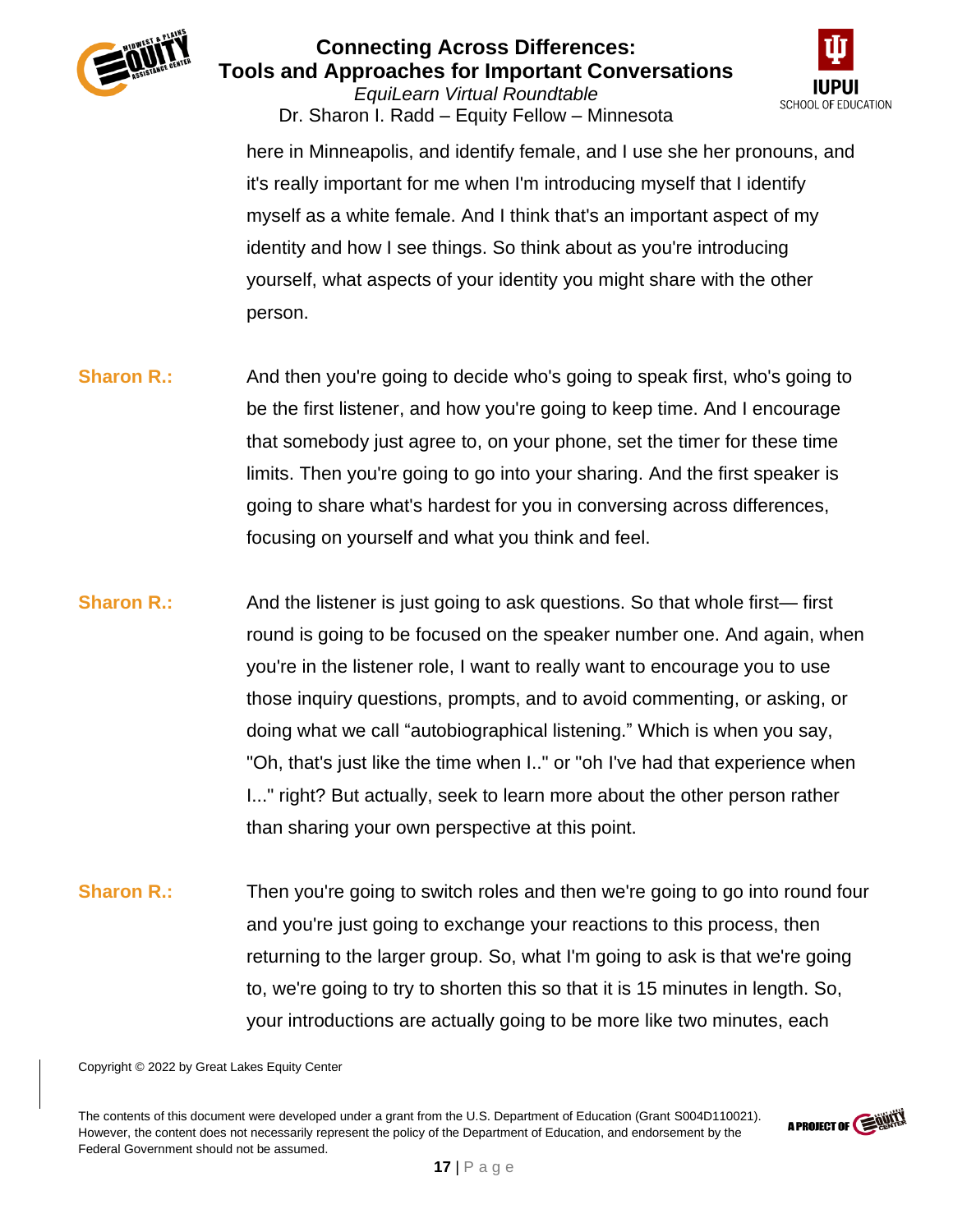here in Minneapolis, and identify female, and I use she her pronouns, and it's really important for me when I'm introducing myself that I identify myself as a white female. And I think that's an important aspect of my identity and how I see things. So think about as you're introducing yourself, what aspects of your identity you might share with the other person.

**Sharon R.:** And then you're going to decide who's going to speak first, who's going to be the first listener, and how you're going to keep time. And I encourage that somebody just agree to, on your phone, set the timer for these time limits. Then you're going to go into your sharing. And the first speaker is going to share what's hardest for you in conversing across differences, focusing on yourself and what you think and feel.

**Sharon R.:** And the listener is just going to ask questions. So that whole first— first round is going to be focused on the speaker number one. And again, when you're in the listener role, I want to really want to encourage you to use those inquiry questions, prompts, and to avoid commenting, or asking, or doing what we call "autobiographical listening." Which is when you say, "Oh, that's just like the time when I.." or "oh I've had that experience when I..." right? But actually, seek to learn more about the other person rather than sharing your own perspective at this point.

**Sharon R.:** Then you're going to switch roles and then we're going to go into round four and you're just going to exchange your reactions to this process, then returning to the larger group. So, what I'm going to ask is that we're going to, we're going to try to shorten this so that it is 15 minutes in length. So, your introductions are actually going to be more like two minutes, each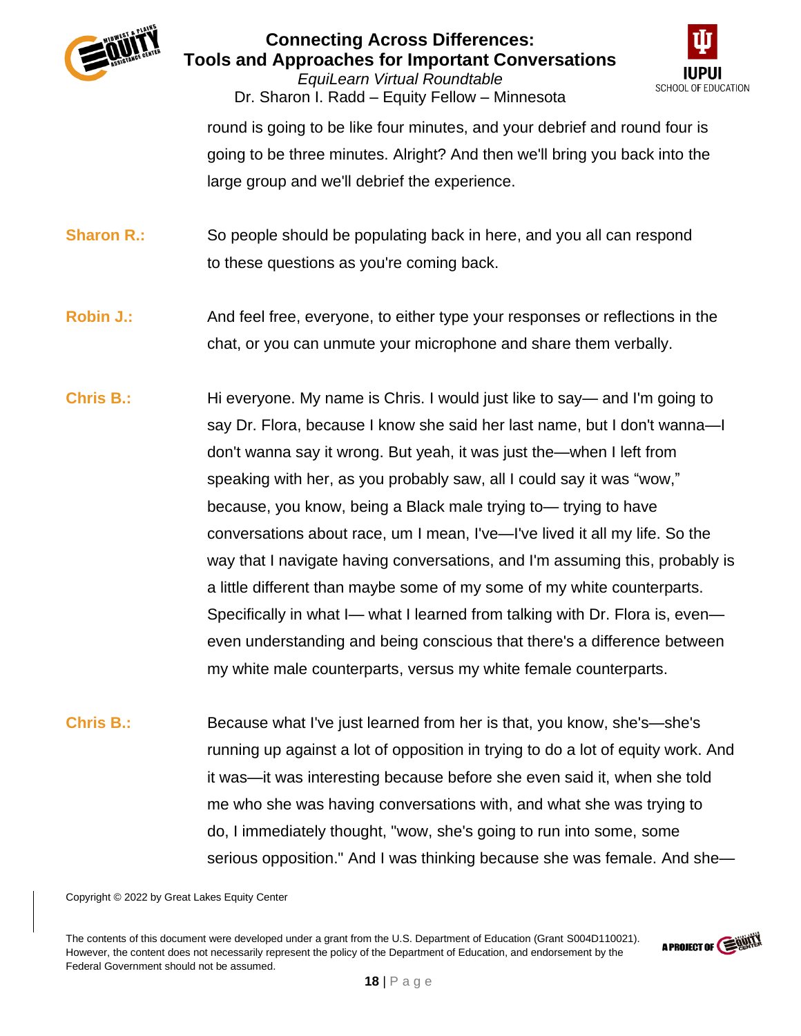round is going to be like four minutes, and your debrief and round four is going to be three minutes. Alright? And then we'll bring you back into the large group and we'll debrief the experience.

**Sharon R.:** So people should be populating back in here, and you all can respond to these questions as you're coming back.

**Robin J.:** And feel free, everyone, to either type your responses or reflections in the chat, or you can unmute your microphone and share them verbally.

**Chris B.:** Hi everyone. My name is Chris. I would just like to say— and I'm going to say Dr. Flora, because I know she said her last name, but I don't wanna—I don't wanna say it wrong. But yeah, it was just the—when I left from speaking with her, as you probably saw, all I could say it was "wow," because, you know, being a Black male trying to— trying to have conversations about race, um I mean, I've—I've lived it all my life. So the way that I navigate having conversations, and I'm assuming this, probably is a little different than maybe some of my some of my white counterparts. Specifically in what I— what I learned from talking with Dr. Flora is, even—even understanding and being conscious that there's a difference between my white male counterparts, versus my white female counterparts.

**Chris B.:** Because what I've just learned from her is that, you know, she's—she's running up against a lot of opposition in trying to do a lot of equity work. And it was—it was interesting because before she even said it, when she told me who she was having conversations with, and what she was trying to do, I immediately thought, "wow, she's going to run into some, some serious opposition." And I was thinking because she was female. And she—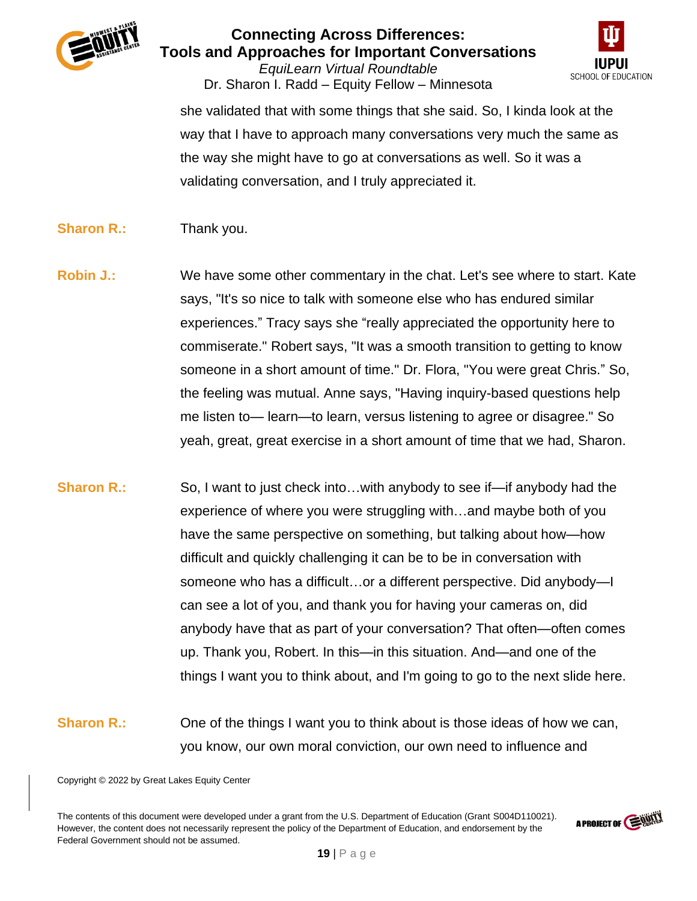she validated that with some things that she said. So, I kinda look at the way that I have to approach many conversations very much the same as the way she might have to go at conversations as well. So it was a validating conversation, and I truly appreciated it.

**Sharon R.:** Thank you.

**Robin J.:** We have some other commentary in the chat. Let's see where to start. Kate says, "It's so nice to talk with someone else who has endured similar experiences." Tracy says she "really appreciated the opportunity here to commiserate." Robert says, "It was a smooth transition to getting to know someone in a short amount of time." Dr. Flora, "You were great Chris." So, the feeling was mutual. Anne says, "Having inquiry-based questions help me listen to— learn—to learn, versus listening to agree or disagree." So yeah, great, great exercise in a short amount of time that we had, Sharon.

**Sharon R.:** So, I want to just check into…with anybody to see if—if anybody had the experience of where you were struggling with…and maybe both of you have the same perspective on something, but talking about how—how difficult and quickly challenging it can be to be in conversation with someone who has a difficult…or a different perspective. Did anybody—I can see a lot of you, and thank you for having your cameras on, did anybody have that as part of your conversation? That often—often comes up. Thank you, Robert. In this—in this situation. And—and one of the things I want you to think about, and I'm going to go to the next slide here.

**Sharon R.:** One of the things I want you to think about is those ideas of how we can, you know, our own moral conviction, our own need to influence and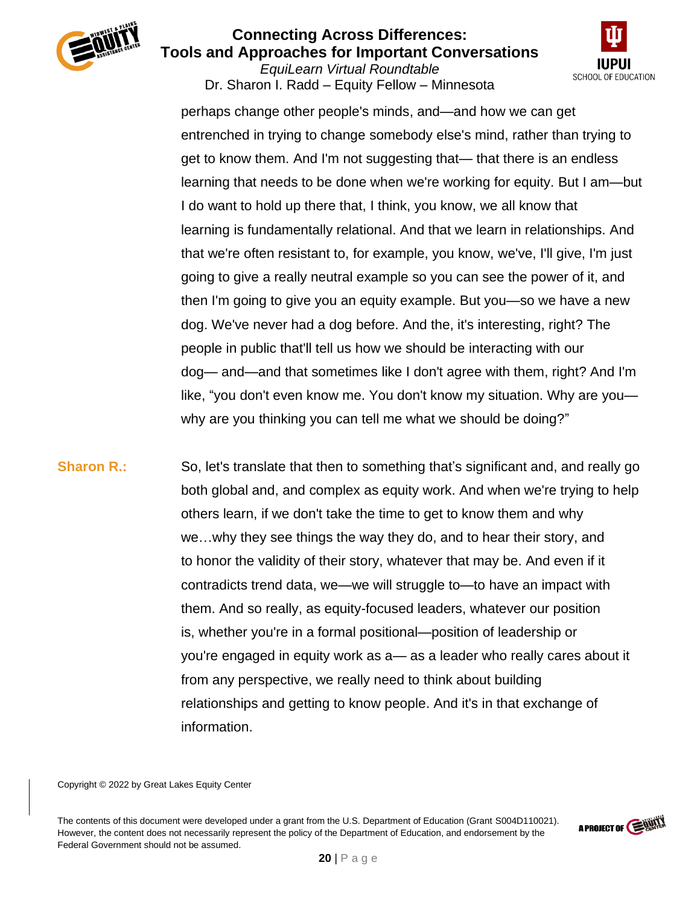perhaps change other people's minds, and—and how we can get entrenched in trying to change somebody else's mind, rather than trying to get to know them. And I'm not suggesting that— that there is an endless learning that needs to be done when we're working for equity. But I am—but I do want to hold up there that, I think, you know, we all know that learning is fundamentally relational. And that we learn in relationships. And that we're often resistant to, for example, you know, we've, I'll give, I'm just going to give a really neutral example so you can see the power of it, and then I'm going to give you an equity example. But you—so we have a new dog. We've never had a dog before. And the, it's interesting, right? The people in public that'll tell us how we should be interacting with our dog— and—and that sometimes like I don't agree with them, right? And I'm like, "you don't even know me. You don't know my situation. Why are you—why are you thinking you can tell me what we should be doing?"

**Sharon R.:** So, let's translate that then to something that's significant and, and really go both global and, and complex as equity work. And when we're trying to help others learn, if we don't take the time to get to know them and why we…why they see things the way they do, and to hear their story, and to honor the validity of their story, whatever that may be. And even if it contradicts trend data, we—we will struggle to—to have an impact with them. And so really, as equity-focused leaders, whatever our position is, whether you're in a formal positional—position of leadership or you're engaged in equity work as a— as a leader who really cares about it from any perspective, we really need to think about building relationships and getting to know people. And it's in that exchange of information.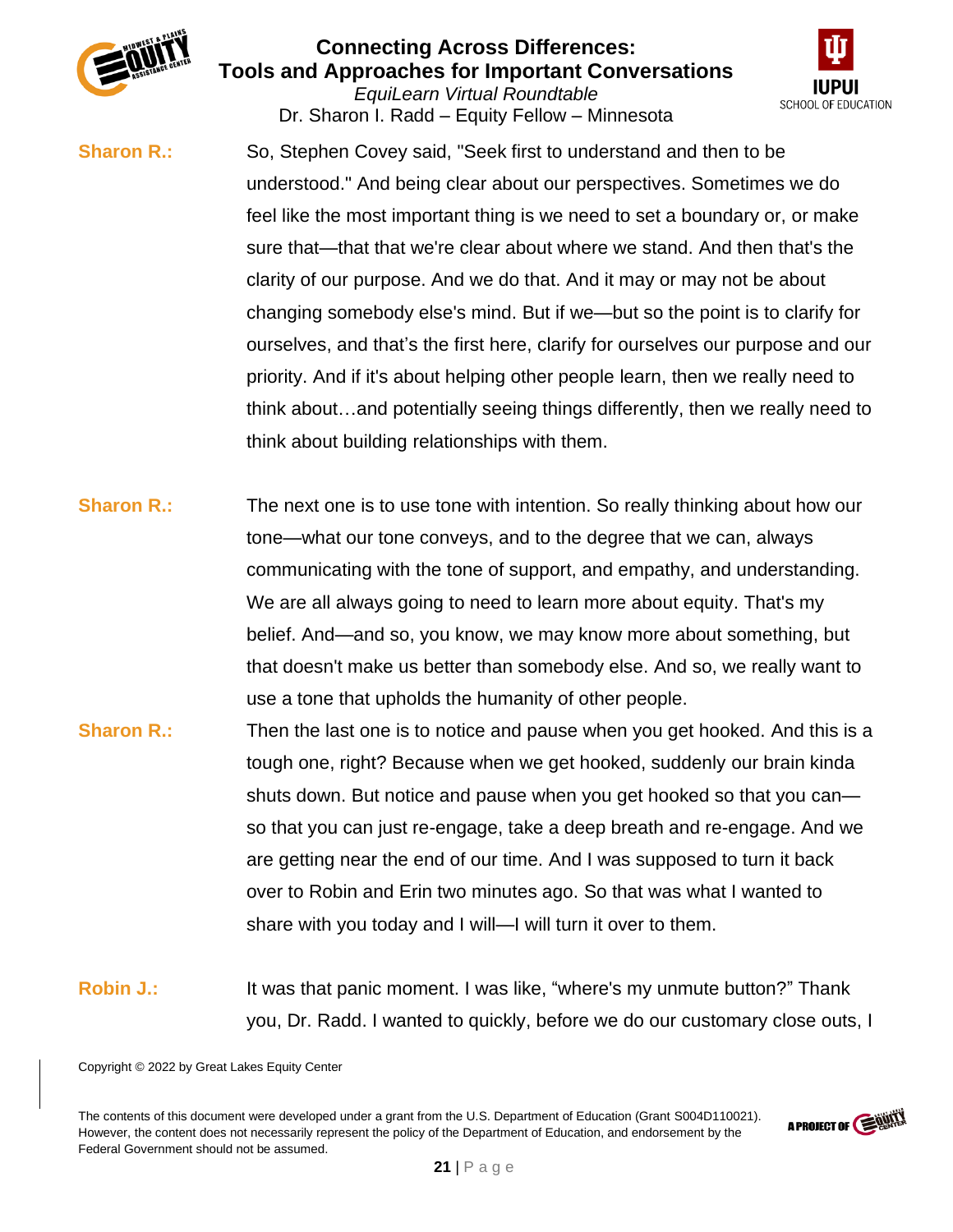**Sharon R.:** So, Stephen Covey said, "Seek first to understand and then to be understood." And being clear about our perspectives. Sometimes we do feel like the most important thing is we need to set a boundary or, or make sure that—that that we're clear about where we stand. And then that's the clarity of our purpose. And we do that. And it may or may not be about changing somebody else's mind. But if we—but so the point is to clarify for ourselves, and that's the first here, clarify for ourselves our purpose and our priority. And if it's about helping other people learn, then we really need to think about…and potentially seeing things differently, then we really need to think about building relationships with them.

**Sharon R.:** The next one is to use tone with intention. So really thinking about how our tone—what our tone conveys, and to the degree that we can, always communicating with the tone of support, and empathy, and understanding. We are all always going to need to learn more about equity. That's my belief. And—and so, you know, we may know more about something, but that doesn't make us better than somebody else. And so, we really want to use a tone that upholds the humanity of other people.

**Sharon R.:** Then the last one is to notice and pause when you get hooked. And this is a tough one, right? Because when we get hooked, suddenly our brain kinda shuts down. But notice and pause when you get hooked so that you can—so that you can just re-engage, take a deep breath and re-engage. And we are getting near the end of our time. And I was supposed to turn it back over to Robin and Erin two minutes ago. So that was what I wanted to share with you today and I will—I will turn it over to them.

**Robin J.:** It was that panic moment. I was like, "where's my unmute button?" Thank you, Dr. Radd. I wanted to quickly, before we do our customary close outs, I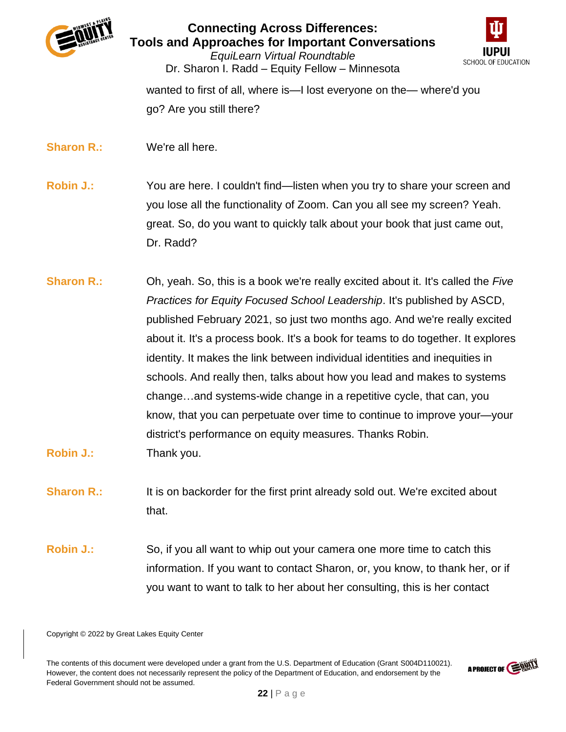wanted to first of all, where is—I lost everyone on the— where'd you go? Are you still there?

**Sharon R.:** We're all here.

**Robin J.:** You are here. I couldn't find—listen when you try to share your screen and you lose all the functionality of Zoom. Can you all see my screen? Yeah. great. So, do you want to quickly talk about your book that just came out, Dr. Radd?

**Sharon R.:** Oh, yeah. So, this is a book we're really excited about it. It's called the *Five Practices for Equity Focused School Leadership*. It's published by ASCD, published February 2021, so just two months ago. And we're really excited about it. It's a process book. It's a book for teams to do together. It explores identity. It makes the link between individual identities and inequities in schools. And really then, talks about how you lead and makes to systems change…and systems-wide change in a repetitive cycle, that can, you know, that you can perpetuate over time to continue to improve your—your district's performance on equity measures. Thanks Robin.

**Robin J.:** Thank you.

**Sharon R.:** It is on backorder for the first print already sold out. We're excited about that.

**Robin J.:** So, if you all want to whip out your camera one more time to catch this information. If you want to contact Sharon, or, you know, to thank her, or if you want to want to talk to her about her consulting, this is her contact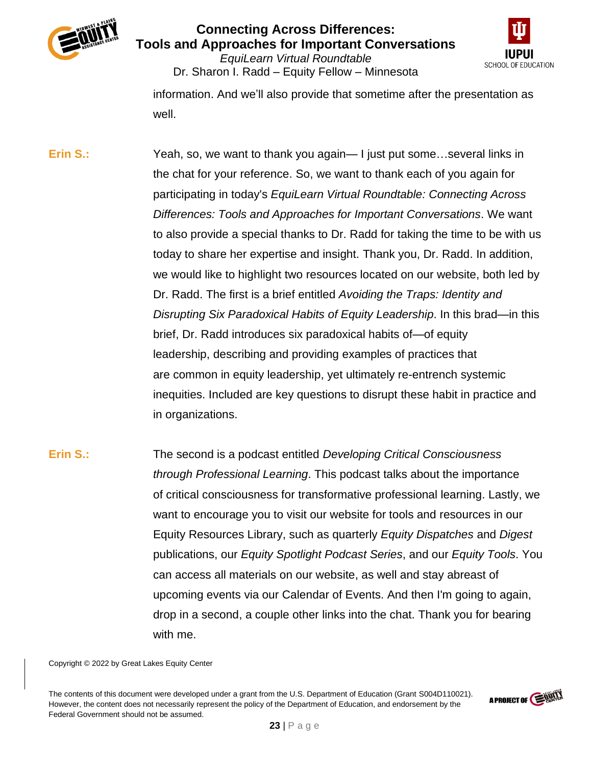information. And we'll also provide that sometime after the presentation as well.

**Erin S.:** Yeah, so, we want to thank you again— I just put some…several links in the chat for your reference. So, we want to thank each of you again for participating in today's *EquiLearn Virtual Roundtable: Connecting Across Differences: Tools and Approaches for Important Conversations*. We want to also provide a special thanks to Dr. Radd for taking the time to be with us today to share her expertise and insight. Thank you, Dr. Radd. In addition, we would like to highlight two resources located on our website, both led by Dr. Radd. The first is a brief entitled *Avoiding the Traps: Identity and Disrupting Six Paradoxical Habits of Equity Leadership*. In this brad—in this brief, Dr. Radd introduces six paradoxical habits of—of equity leadership, describing and providing examples of practices that are common in equity leadership, yet ultimately re-entrench systemic inequities. Included are key questions to disrupt these habit in practice and in organizations.

**Erin S.:** The second is a podcast entitled *Developing Critical Consciousness through Professional Learning*. This podcast talks about the importance of critical consciousness for transformative professional learning. Lastly, we want to encourage you to visit our website for tools and resources in our Equity Resources Library, such as quarterly *Equity Dispatches* and *Digest* publications, our *Equity Spotlight Podcast Series*, and our *Equity Tools*. You can access all materials on our website, as well and stay abreast of upcoming events via our Calendar of Events. And then I'm going to again, drop in a second, a couple other links into the chat. Thank you for bearing with me.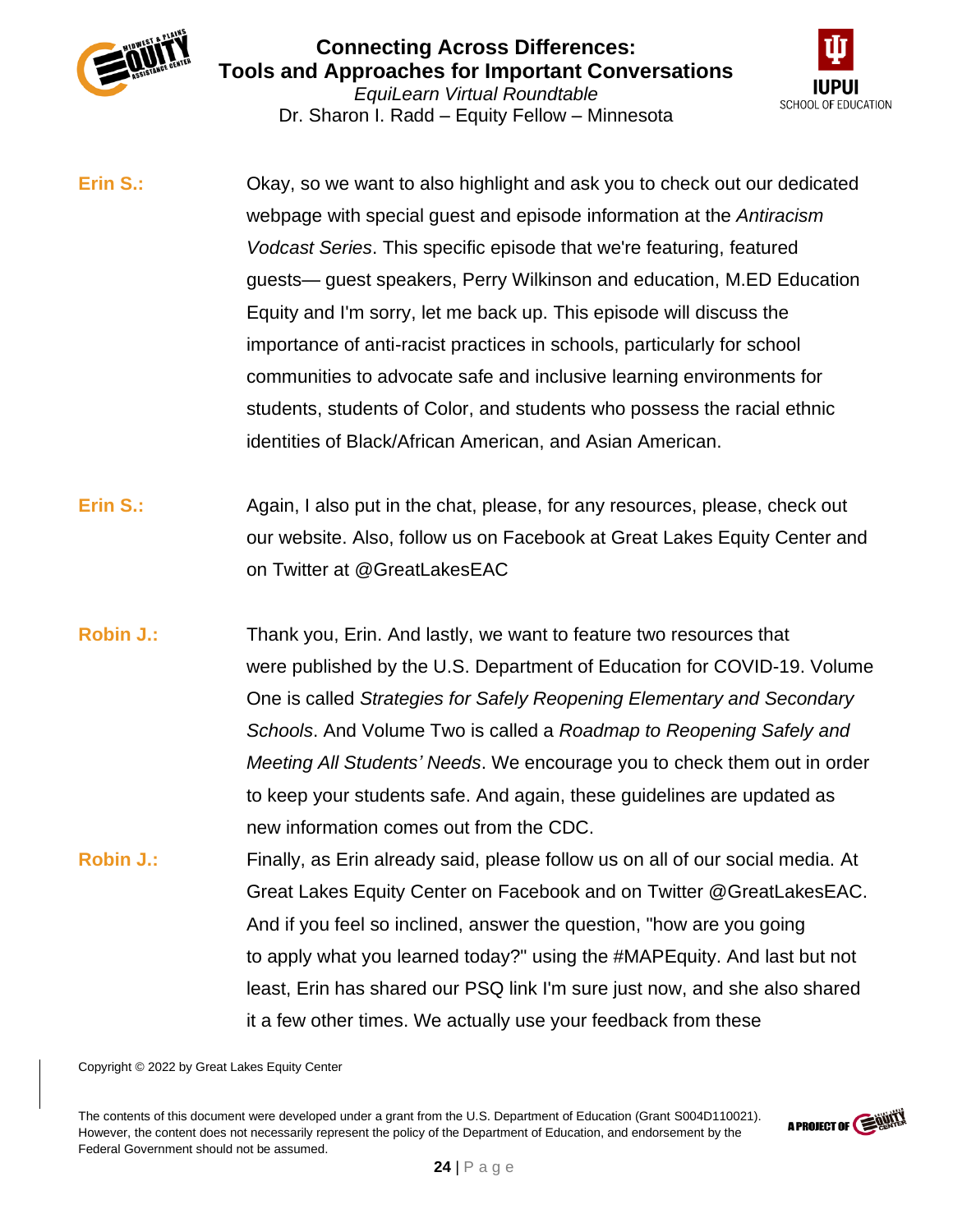**Erin S.:** Okay, so we want to also highlight and ask you to check out our dedicated webpage with special guest and episode information at the *Antiracism Vodcast Series*. This specific episode that we're featuring, featured guests— guest speakers, Perry Wilkinson and education, M.ED Education Equity and I'm sorry, let me back up. This episode will discuss the importance of anti-racist practices in schools, particularly for school communities to advocate safe and inclusive learning environments for students, students of Color, and students who possess the racial ethnic identities of Black/African American, and Asian American.

**Erin S.:** Again, I also put in the chat, please, for any resources, please, check out our website. Also, follow us on Facebook at Great Lakes Equity Center and on Twitter at @GreatLakesEAC

**Robin J.:** Thank you, Erin. And lastly, we want to feature two resources that were published by the U.S. Department of Education for COVID-19. Volume One is called *Strategies for Safely Reopening Elementary and Secondary Schools*. And Volume Two is called a *Roadmap to Reopening Safely and Meeting All Students' Needs*. We encourage you to check them out in order to keep your students safe. And again, these guidelines are updated as new information comes out from the CDC.

**Robin J.:** Finally, as Erin already said, please follow us on all of our social media. At Great Lakes Equity Center on Facebook and on Twitter @GreatLakesEAC. And if you feel so inclined, answer the question, "how are you going to apply what you learned today?" using the #MAPEquity. And last but not least, Erin has shared our PSQ link I'm sure just now, and she also shared it a few other times. We actually use your feedback from these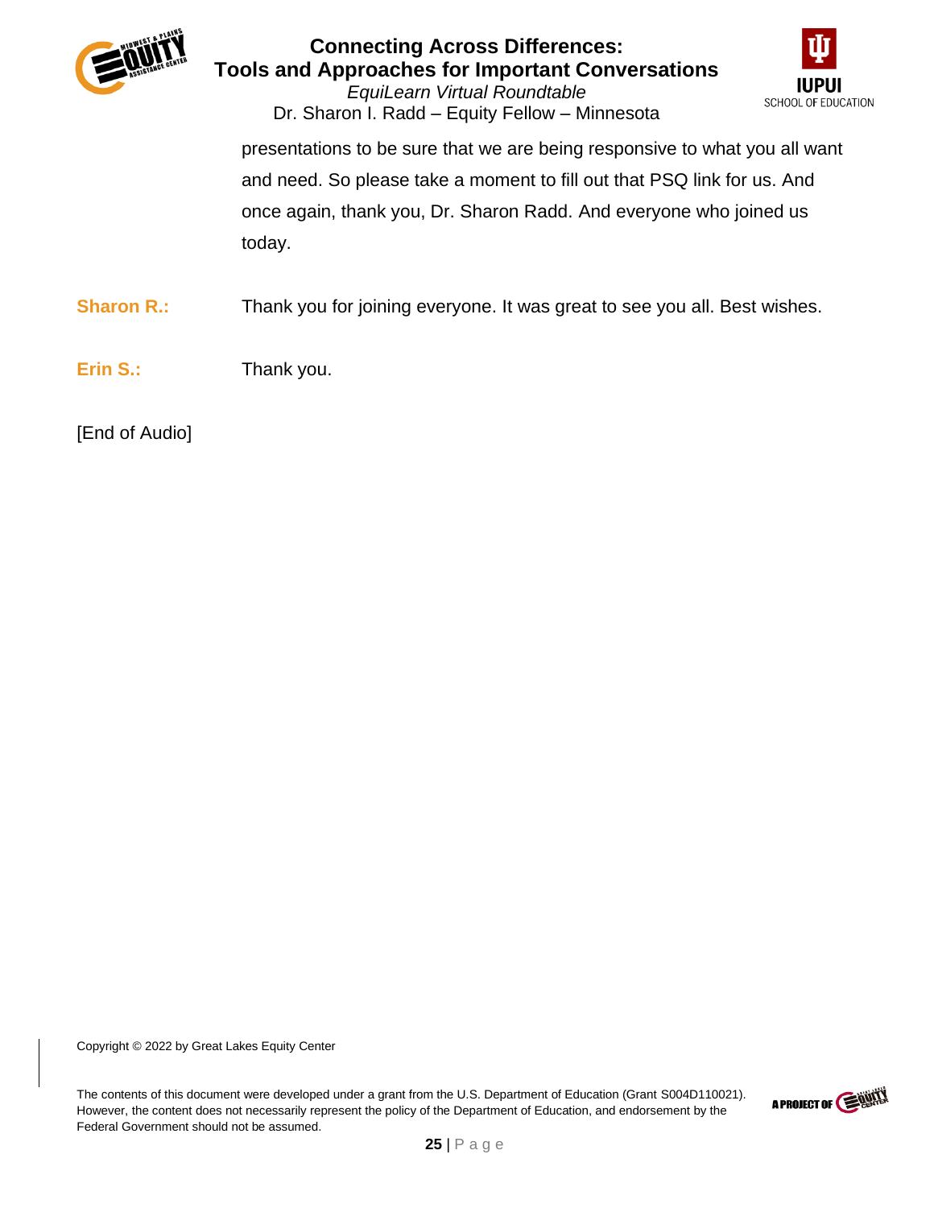presentations to be sure that we are being responsive to what you all want and need. So please take a moment to fill out that PSQ link for us. And once again, thank you, Dr. Sharon Radd. And everyone who joined us today.

**Sharon R.:** Thank you for joining everyone. It was great to see you all. Best wishes.

**Erin S.:** Thank you.

[End of Audio]

Copyright © 2022 by Great Lakes Equity Center

The contents of this document were developed under a grant from the U.S. Department of Education (Grant S004D110021). However, the content does not necessarily represent the policy of the Department of Education, and endorsement by the Federal Government should not be assumed.